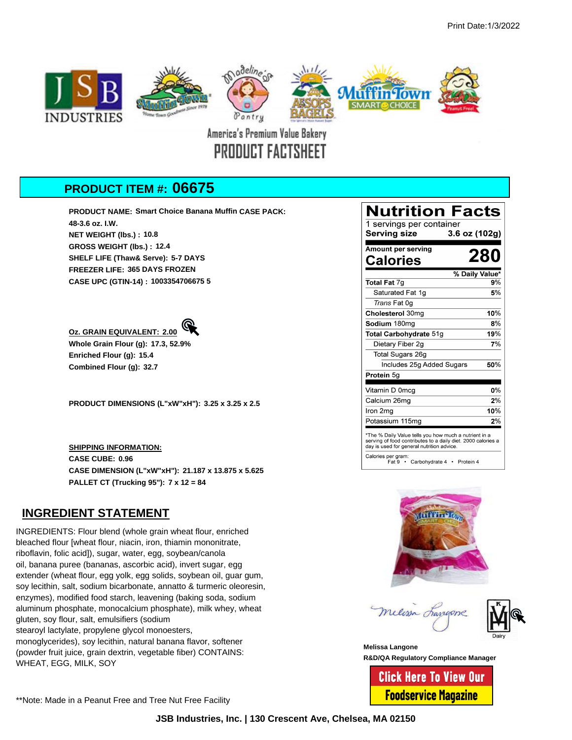Print Date:1/3/2022

America's Premium Value Bakery

# PRODUCT FACTSHEET

## PRODUCT ITEM #: 06675

**PRODUCT NAME: Smart Choice Banana Muffin CASE PACK: 48-3.6 oz. I.W.**
**NET WEIGHT (lbs.) : 10.8**
**GROSS WEIGHT (lbs.) : 12.4**
**SHELF LIFE (Thaw& Serve): 5-7 DAYS**
**FREEZER LIFE: 365 DAYS FROZEN**
**CASE UPC (GTIN-14) : 1003354706675 5**

**Oz. GRAIN EQUIVALENT: 2.00**
**Whole Grain Flour (g): 17.3, 52.9%**
**Enriched Flour (g): 15.4**
**Combined Flour (g): 32.7**

**PRODUCT DIMENSIONS (L"xW"xH"): 3.25 x 3.25 x 2.5**

**SHIPPING INFORMATION:**
**CASE CUBE: 0.96**
**CASE DIMENSION (L"xW"xH"): 21.187 x 13.875 x 5.625**
**PALLET CT (Trucking 95"): 7 x 12 = 84**

## Nutrition Facts

1 servings per container
**Serving size 3.6 oz (102g)**

Amount per serving
**Calories 280**

| | % Daily Value* |
|---|---|
| **Total Fat** 7g | 9% |
| Saturated Fat 1g | 5% |
| *Trans* Fat 0g | |
| **Cholesterol** 30mg | 10% |
| **Sodium** 180mg | 8% |
| **Total Carbohydrate** 51g | 19% |
| Dietary Fiber 2g | 7% |
| Total Sugars 26g | |
| Includes 25g Added Sugars | 50% |
| **Protein** 5g | |
| Vitamin D 0mcg | 0% |
| Calcium 26mg | 2% |
| Iron 2mg | 10% |
| Potassium 115mg | 2% |

*The % Daily Value tells you how much a nutrient in a serving of food contributes to a daily diet. 2000 calories a day is used for general nutrition advice.

Calories per gram:
Fat 9 • Carbohydrate 4 • Protein 4

## INGREDIENT STATEMENT

INGREDIENTS: Flour blend (whole grain wheat flour, enriched bleached flour [wheat flour, niacin, iron, thiamin mononitrate, riboflavin, folic acid]), sugar, water, egg, soybean/canola oil, banana puree (bananas, ascorbic acid), invert sugar, egg extender (wheat flour, egg yolk, egg solids, soybean oil, guar gum, soy lecithin, salt, sodium bicarbonate, annatto & turmeric oleoresin, enzymes), modified food starch, leavening (baking soda, sodium aluminum phosphate, monocalcium phosphate), milk whey, wheat gluten, soy flour, salt, emulsifiers (sodium stearoyl lactylate, propylene glycol monoesters, monoglycerides), soy lecithin, natural banana flavor, softener (powder fruit juice, grain dextrin, vegetable fiber) CONTAINS: WHEAT, EGG, MILK, SOY

**Melissa Langone**
**R&D/QA Regulatory Compliance Manager**

Dairy

Click Here To View Our Foodservice Magazine

**Note: Made in a Peanut Free and Tree Nut Free Facility

**JSB Industries, Inc. | 130 Crescent Ave, Chelsea, MA 02150**